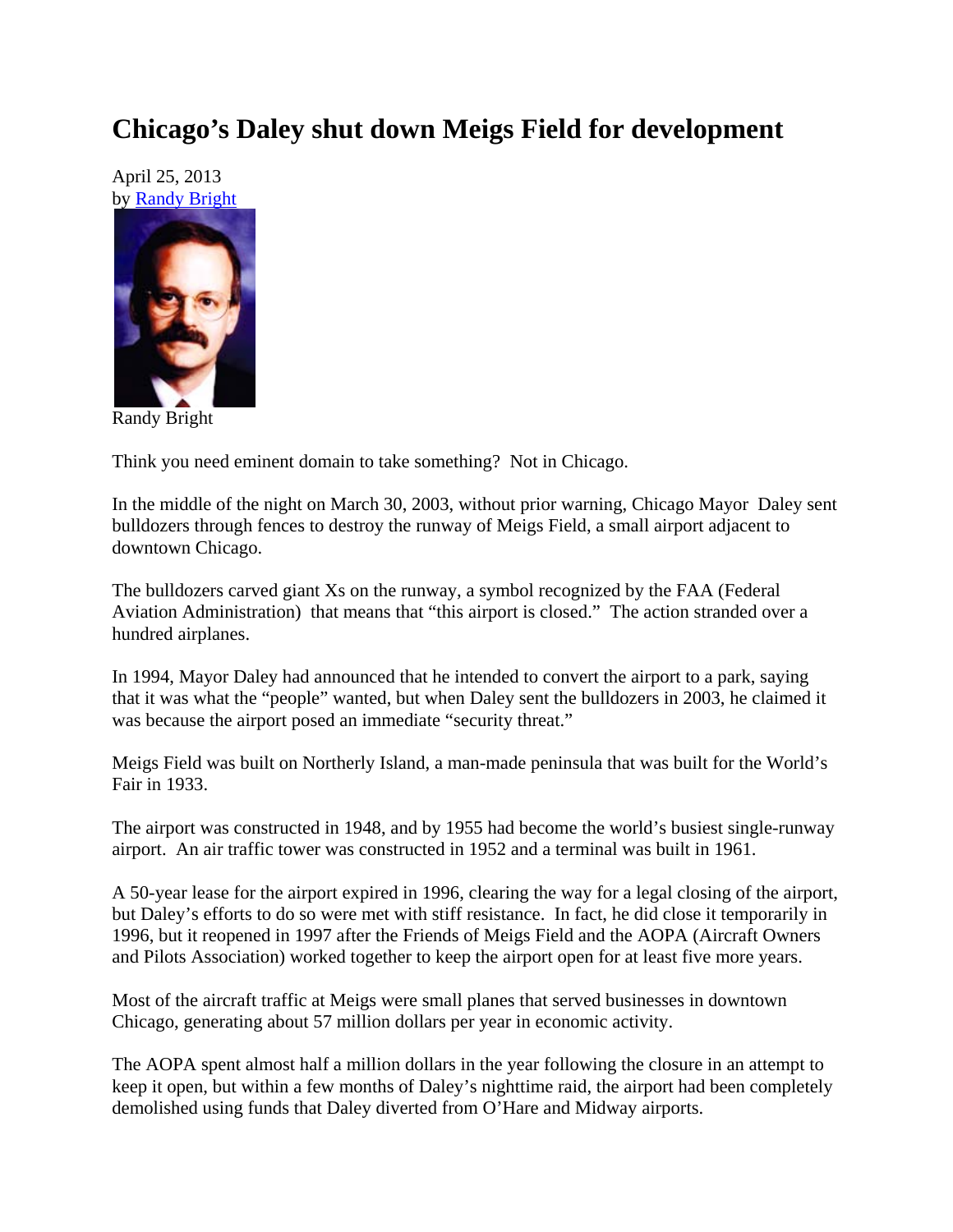# Chicago's Daley shut down Meigs Field for development

April 25, 2013
by Randy Bright

Randy Bright

Think you need eminent domain to take something? Not in Chicago.

In the middle of the night on March 30, 2003, without prior warning, Chicago Mayor Daley sent bulldozers through fences to destroy the runway of Meigs Field, a small airport adjacent to downtown Chicago.

The bulldozers carved giant Xs on the runway, a symbol recognized by the FAA (Federal Aviation Administration) that means that "this airport is closed." The action stranded over a hundred airplanes.

In 1994, Mayor Daley had announced that he intended to convert the airport to a park, saying that it was what the "people" wanted, but when Daley sent the bulldozers in 2003, he claimed it was because the airport posed an immediate "security threat."

Meigs Field was built on Northerly Island, a man-made peninsula that was built for the World's Fair in 1933.

The airport was constructed in 1948, and by 1955 had become the world's busiest single-runway airport. An air traffic tower was constructed in 1952 and a terminal was built in 1961.

A 50-year lease for the airport expired in 1996, clearing the way for a legal closing of the airport, but Daley's efforts to do so were met with stiff resistance. In fact, he did close it temporarily in 1996, but it reopened in 1997 after the Friends of Meigs Field and the AOPA (Aircraft Owners and Pilots Association) worked together to keep the airport open for at least five more years.

Most of the aircraft traffic at Meigs were small planes that served businesses in downtown Chicago, generating about 57 million dollars per year in economic activity.

The AOPA spent almost half a million dollars in the year following the closure in an attempt to keep it open, but within a few months of Daley's nighttime raid, the airport had been completely demolished using funds that Daley diverted from O'Hare and Midway airports.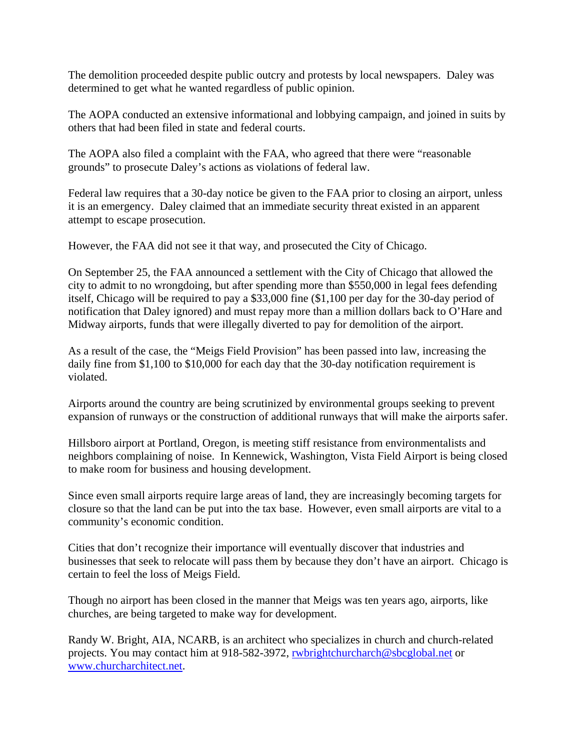The demolition proceeded despite public outcry and protests by local newspapers. Daley was determined to get what he wanted regardless of public opinion.

The AOPA conducted an extensive informational and lobbying campaign, and joined in suits by others that had been filed in state and federal courts.

The AOPA also filed a complaint with the FAA, who agreed that there were "reasonable grounds" to prosecute Daley's actions as violations of federal law.

Federal law requires that a 30-day notice be given to the FAA prior to closing an airport, unless it is an emergency. Daley claimed that an immediate security threat existed in an apparent attempt to escape prosecution.

However, the FAA did not see it that way, and prosecuted the City of Chicago.

On September 25, the FAA announced a settlement with the City of Chicago that allowed the city to admit to no wrongdoing, but after spending more than $550,000 in legal fees defending itself, Chicago will be required to pay a $33,000 fine ($1,100 per day for the 30-day period of notification that Daley ignored) and must repay more than a million dollars back to O'Hare and Midway airports, funds that were illegally diverted to pay for demolition of the airport.

As a result of the case, the "Meigs Field Provision" has been passed into law, increasing the daily fine from $1,100 to $10,000 for each day that the 30-day notification requirement is violated.

Airports around the country are being scrutinized by environmental groups seeking to prevent expansion of runways or the construction of additional runways that will make the airports safer.

Hillsboro airport at Portland, Oregon, is meeting stiff resistance from environmentalists and neighbors complaining of noise. In Kennewick, Washington, Vista Field Airport is being closed to make room for business and housing development.

Since even small airports require large areas of land, they are increasingly becoming targets for closure so that the land can be put into the tax base. However, even small airports are vital to a community's economic condition.

Cities that don't recognize their importance will eventually discover that industries and businesses that seek to relocate will pass them by because they don't have an airport. Chicago is certain to feel the loss of Meigs Field.

Though no airport has been closed in the manner that Meigs was ten years ago, airports, like churches, are being targeted to make way for development.

Randy W. Bright, AIA, NCARB, is an architect who specializes in church and church-related projects. You may contact him at 918-582-3972, [rwbrightchurcharch@sbcglobal.net](mailto:rwbrightchurcharch@sbcglobal.net) or [www.churcharchitect.net](http://www.churcharchitect.net).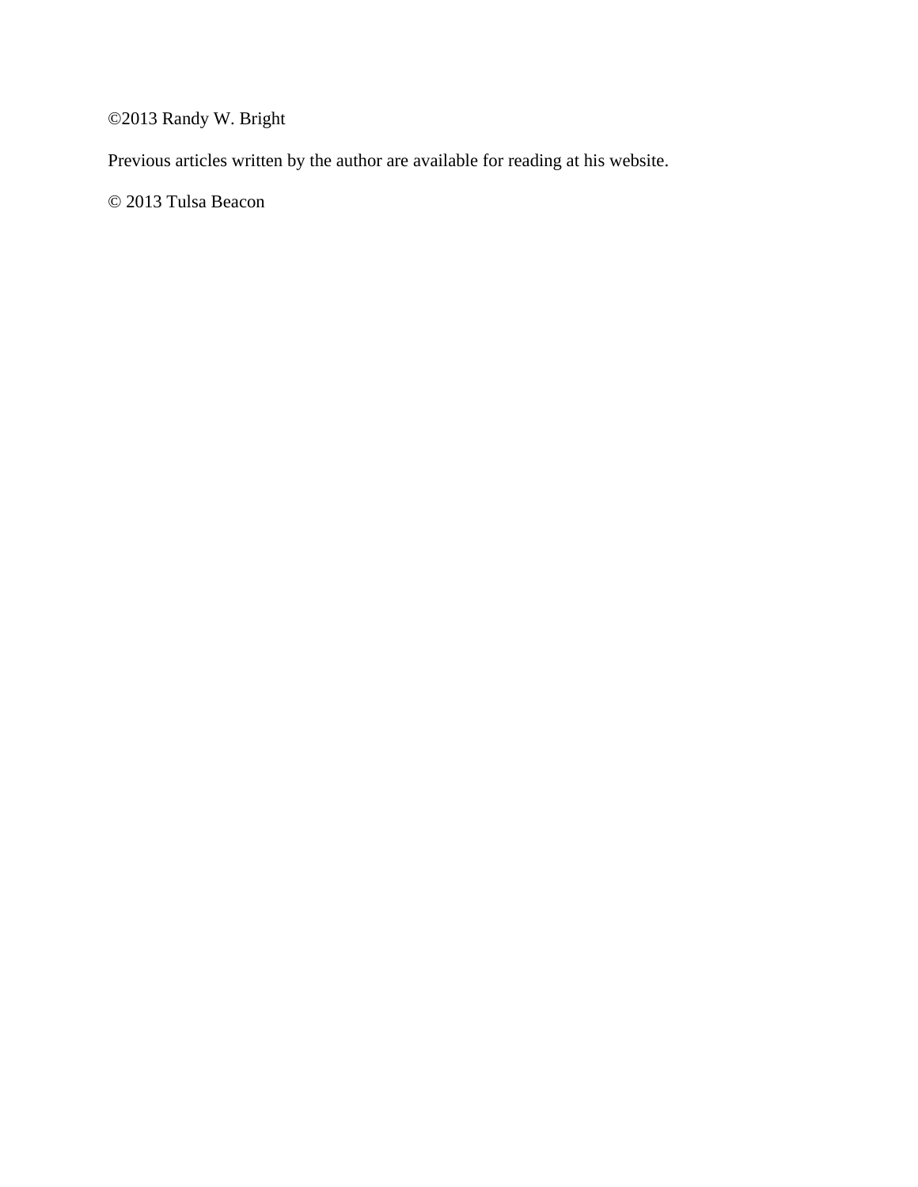©2013 Randy W. Bright

Previous articles written by the author are available for reading at his website.

© 2013 Tulsa Beacon